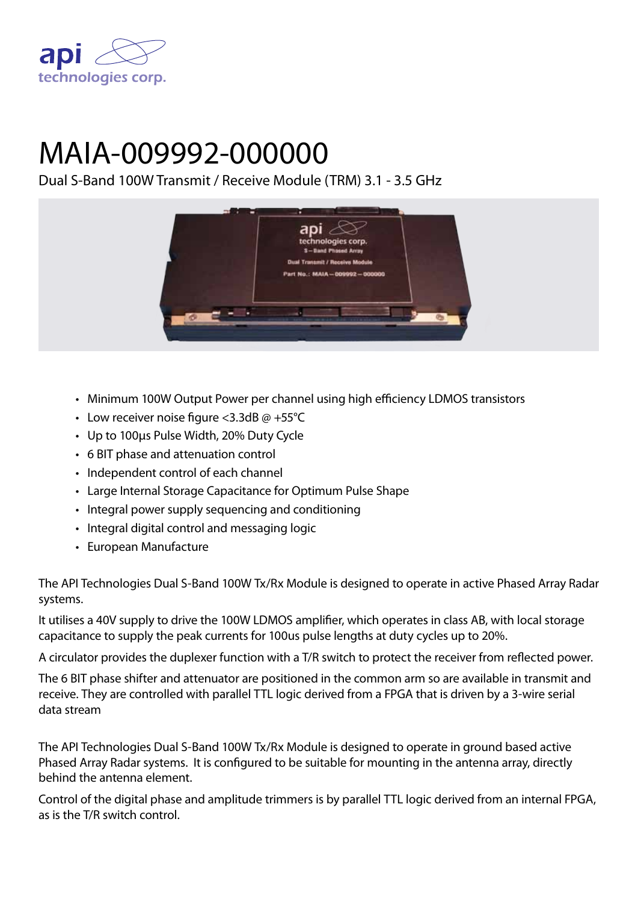# MAIA-009992-000000

Dual S-Band 100W Transmit / Receive Module (TRM) 3.1 - 3.5 GHz

- Minimum 100W Output Power per channel using high efficiency LDMOS transistors
- Low receiver noise figure <3.3dB @ +55°C
- Up to 100μs Pulse Width, 20% Duty Cycle
- 6 BIT phase and attenuation control
- Independent control of each channel
- Large Internal Storage Capacitance for Optimum Pulse Shape
- Integral power supply sequencing and conditioning
- Integral digital control and messaging logic
- European Manufacture

The API Technologies Dual S-Band 100W Tx/Rx Module is designed to operate in active Phased Array Radar systems.

It utilises a 40V supply to drive the 100W LDMOS amplifier, which operates in class AB, with local storage capacitance to supply the peak currents for 100us pulse lengths at duty cycles up to 20%.

A circulator provides the duplexer function with a T/R switch to protect the receiver from reflected power.

The 6 BIT phase shifter and attenuator are positioned in the common arm so are available in transmit and receive. They are controlled with parallel TTL logic derived from a FPGA that is driven by a 3-wire serial data stream

The API Technologies Dual S-Band 100W Tx/Rx Module is designed to operate in ground based active Phased Array Radar systems. It is configured to be suitable for mounting in the antenna array, directly behind the antenna element.

Control of the digital phase and amplitude trimmers is by parallel TTL logic derived from an internal FPGA, as is the T/R switch control.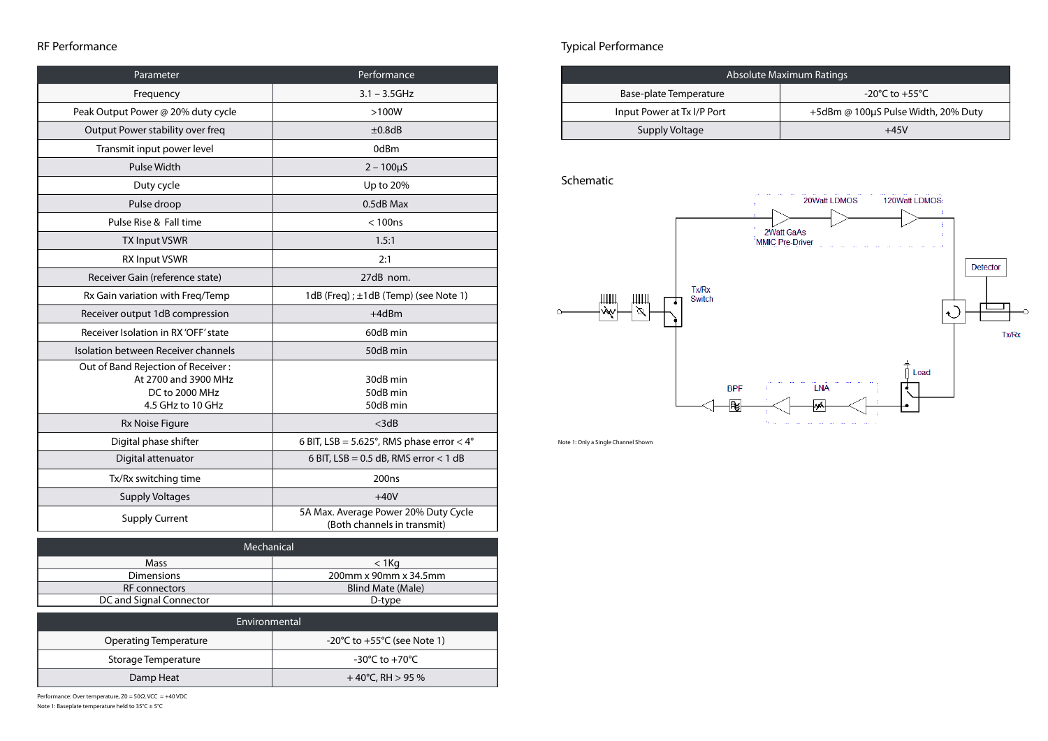## RF Performance

| Parameter | Performance |
|---|---|
| Frequency | 3.1 – 3.5GHz |
| Peak Output Power @ 20% duty cycle | >100W |
| Output Power stability over freq | ±0.8dB |
| Transmit input power level | 0dBm |
| Pulse Width | 2 – 100µS |
| Duty cycle | Up to 20% |
| Pulse droop | 0.5dB Max |
| Pulse Rise & Fall time | < 100ns |
| TX Input VSWR | 1.5:1 |
| RX Input VSWR | 2:1 |
| Receiver Gain (reference state) | 27dB nom. |
| Rx Gain variation with Freq/Temp | 1dB (Freq) ; ±1dB (Temp) (see Note 1) |
| Receiver output 1dB compression | +4dBm |
| Receiver Isolation in RX 'OFF' state | 60dB min |
| Isolation between Receiver channels | 50dB min |
| Out of Band Rejection of Receiver :<br>At 2700 and 3900 MHz<br>DC to 2000 MHz<br>4.5 GHz to 10 GHz | <br>30dB min<br>50dB min<br>50dB min |
| Rx Noise Figure | <3dB |
| Digital phase shifter | 6 BIT, LSB = 5.625°, RMS phase error < 4° |
| Digital attenuator | 6 BIT, LSB = 0.5 dB, RMS error < 1 dB |
| Tx/Rx switching time | 200ns |
| Supply Voltages | +40V |
| Supply Current | 5A Max. Average Power 20% Duty Cycle (Both channels in transmit) |

| Mechanical | |
|---|---|
| Mass | < 1Kg |
| Dimensions | 200mm x 90mm x 34.5mm |
| RF connectors | Blind Mate (Male) |
| DC and Signal Connector | D-type |

| Environmental | |
|---|---|
| Operating Temperature | -20°C to +55°C (see Note 1) |
| Storage Temperature | -30°C to +70°C |
| Damp Heat | + 40°C, RH > 95 % |

Performance: Over temperature, Z0 = 50Ω, VCC = +40 VDC

Note 1: Baseplate temperature held to 35°C ± 5°C

## Typical Performance

| Absolute Maximum Ratings | |
|---|---|
| Base-plate Temperature | -20°C to +55°C |
| Input Power at Tx I/P Port | +5dBm @ 100µS Pulse Width, 20% Duty |
| Supply Voltage | +45V |

## Schematic

20Watt LDMOS | 120Watt LDMOS | 2Watt GaAs MMIC Pre-Driver | Detector | Tx/Rx Switch | Tx/Rx | Load | BPF | LNA

Note 1: Only a Single Channel Shown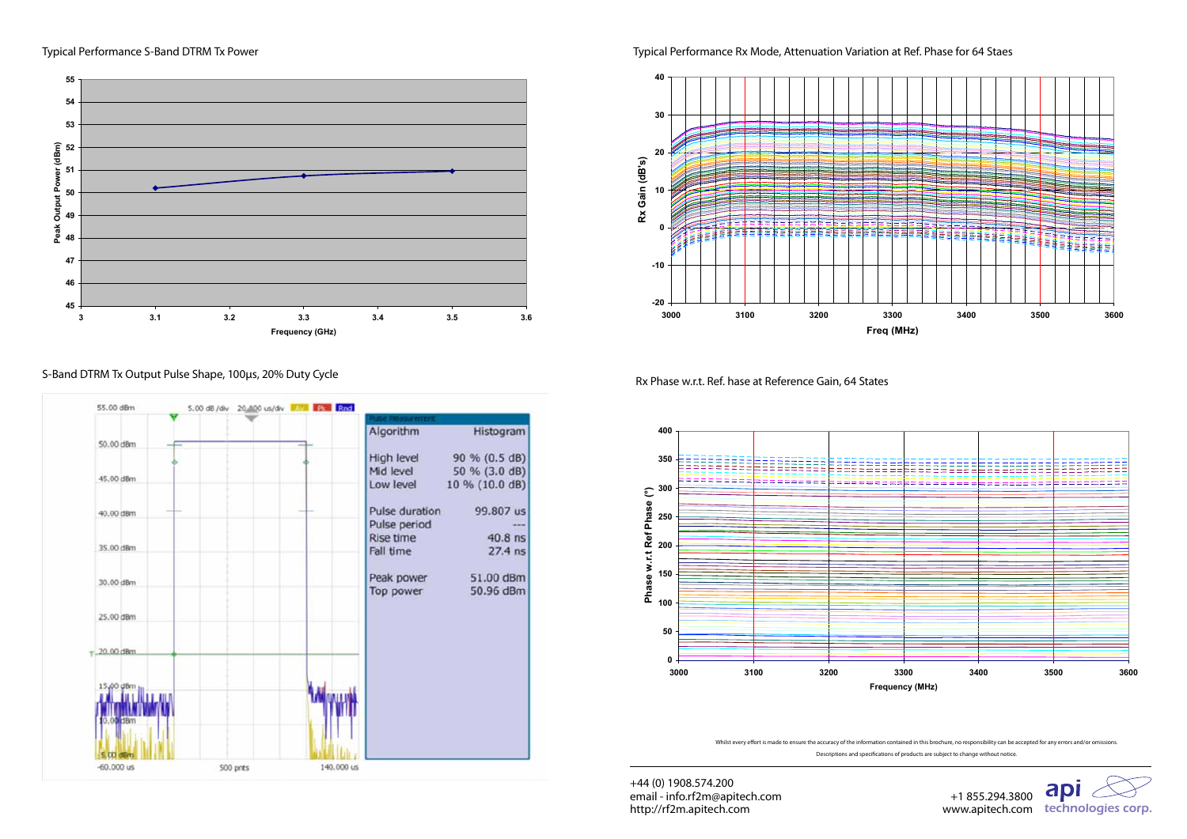Typical Performance S-Band DTRM Tx Power

Peak Output Power (dBm)
55
54
53
52
51
50
49
48
47
46
45
3
3.1
3.2
3.3
3.4
3.5
3.6
Frequency (GHz)

Typical Performance Rx Mode, Attenuation Variation at Ref. Phase for 64 Staes

Rx Gain (dB's)
40
30
20
10
0
-10
-20
3000
3100
3200
3300
3400
3500
3600
Freq (MHz)

S-Band DTRM Tx Output Pulse Shape, 100µs, 20% Duty Cycle

55.00 dBm
5.00 dB /div
20.000 us/div
50.00 dBm
45.00 dBm
40.00 dBm
35.00 dBm
30.00 dBm
25.00 dBm
20.00 dBm
15.00 dBm
10.00 dBm
5.00 dBm
-60.000 us
500 pnts
140.000 us

Pulse Measurements

| | |
|---|---|
| Algorithm | Histogram |
| High level | 90 % (0.5 dB) |
| Mid level | 50 % (3.0 dB) |
| Low level | 10 % (10.0 dB) |
| Pulse duration | 99.807 us |
| Pulse period | --- |
| Rise time | 40.8 ns |
| Fall time | 27.4 ns |
| Peak power | 51.00 dBm |
| Top power | 50.96 dBm |

Rx Phase w.r.t. Ref. hase at Reference Gain, 64 States

Phase w.r.t Ref Phase (°)
400
350
300
250
200
150
100
50
0
3000
3100
3200
3300
3400
3500
3600
Frequency (MHz)

Whilst every effort is made to ensure the accuracy of the information contained in this brochure, no responsibility can be accepted for any errors and/or omissions.
Descriptions and specifications of products are subject to change without notice.

+44 (0) 1908.574.200
email - info.rf2m@apitech.com
http://rf2m.apitech.com

+1 855.294.3800
www.apitech.com

api technologies corp.